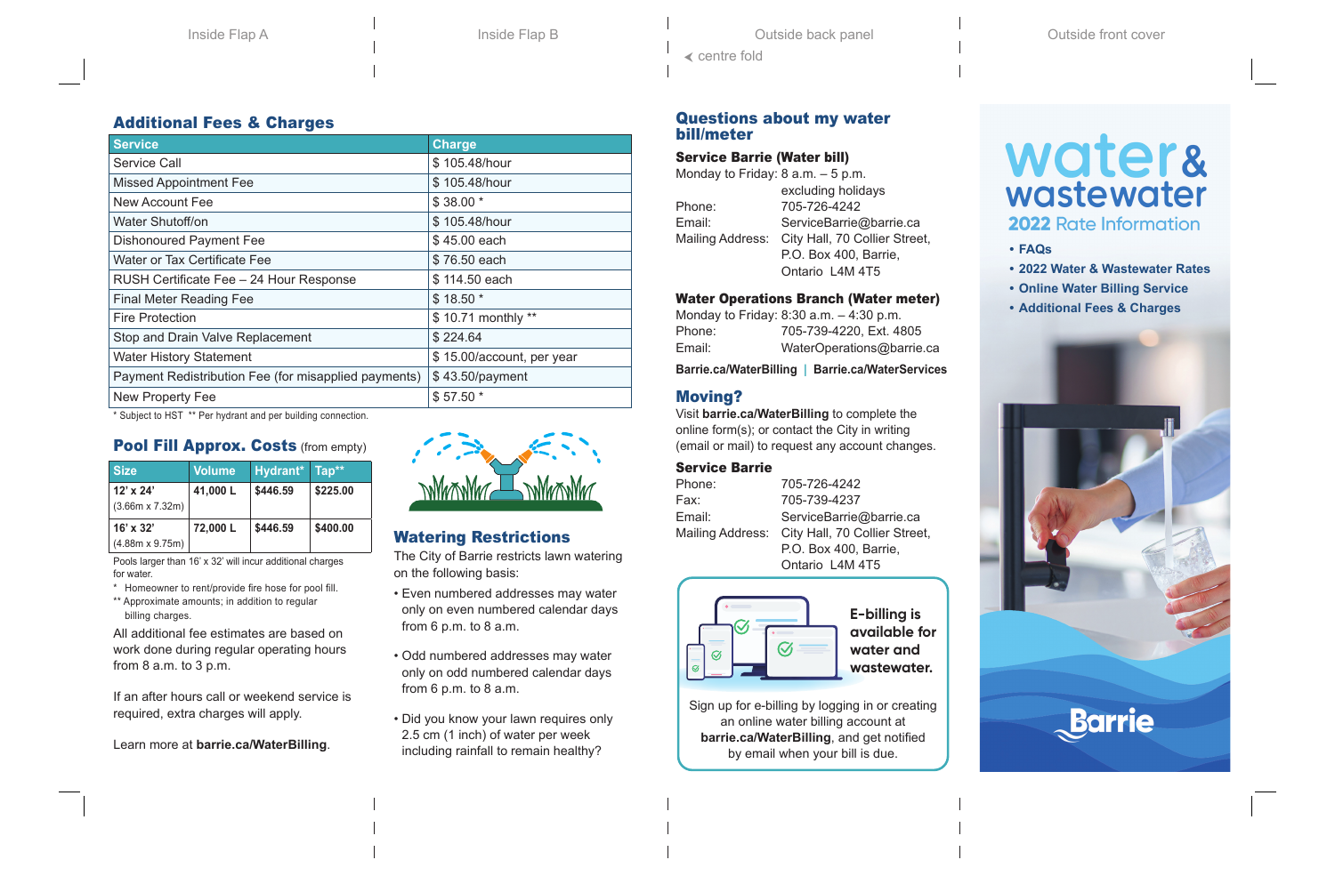## Additional Fees & Charges

| Service | Charge |
|---|---|
| Service Call | $ 105.48/hour |
| Missed Appointment Fee | $ 105.48/hour |
| New Account Fee | $ 38.00 * |
| Water Shutoff/on | $ 105.48/hour |
| Dishonoured Payment Fee | $ 45.00 each |
| Water or Tax Certificate Fee | $ 76.50 each |
| RUSH Certificate Fee – 24 Hour Response | $ 114.50 each |
| Final Meter Reading Fee | $ 18.50 * |
| Fire Protection | $ 10.71 monthly ** |
| Stop and Drain Valve Replacement | $ 224.64 |
| Water History Statement | $ 15.00/account, per year |
| Payment Redistribution Fee (for misapplied payments) | $ 43.50/payment |
| New Property Fee | $ 57.50 * |

* Subject to HST ** Per hydrant and per building connection.

## Pool Fill Approx. Costs (from empty)

| Size | Volume | Hydrant* | Tap** |
|---|---|---|---|
| 12' x 24' (3.66m x 7.32m) | 41,000 L | $446.59 | $225.00 |
| 16' x 32' (4.88m x 9.75m) | 72,000 L | $446.59 | $400.00 |

Pools larger than 16' x 32' will incur additional charges for water.

* Homeowner to rent/provide fire hose for pool fill.

** Approximate amounts; in addition to regular billing charges.

All additional fee estimates are based on work done during regular operating hours from 8 a.m. to 3 p.m.

If an after hours call or weekend service is required, extra charges will apply.

Learn more at **barrie.ca/WaterBilling**.

## Watering Restrictions

The City of Barrie restricts lawn watering on the following basis:

- Even numbered addresses may water only on even numbered calendar days from 6 p.m. to 8 a.m.
- Odd numbered addresses may water only on odd numbered calendar days from 6 p.m. to 8 a.m.
- Did you know your lawn requires only 2.5 cm (1 inch) of water per week including rainfall to remain healthy?

## Questions about my water bill/meter

### Service Barrie (Water bill)

Monday to Friday: 8 a.m. – 5 p.m. excluding holidays
Phone: 705-726-4242
Email: ServiceBarrie@barrie.ca
Mailing Address: City Hall, 70 Collier Street, P.O. Box 400, Barrie, Ontario L4M 4T5

### Water Operations Branch (Water meter)

Monday to Friday: 8:30 a.m. – 4:30 p.m.
Phone: 705-739-4220, Ext. 4805
Email: WaterOperations@barrie.ca

**Barrie.ca/WaterBilling** | **Barrie.ca/WaterServices**

## Moving?

Visit **barrie.ca/WaterBilling** to complete the online form(s); or contact the City in writing (email or mail) to request any account changes.

### Service Barrie

Phone: 705-726-4242
Fax: 705-739-4237
Email: ServiceBarrie@barrie.ca
Mailing Address: City Hall, 70 Collier Street, P.O. Box 400, Barrie, Ontario L4M 4T5

**E-billing is available for water and wastewater.**

Sign up for e-billing by logging in or creating an online water billing account at **barrie.ca/WaterBilling**, and get notified by email when your bill is due.

# water & wastewater

## 2022 Rate Information

- FAQs
- 2022 Water & Wastewater Rates
- Online Water Billing Service
- Additional Fees & Charges

Barrie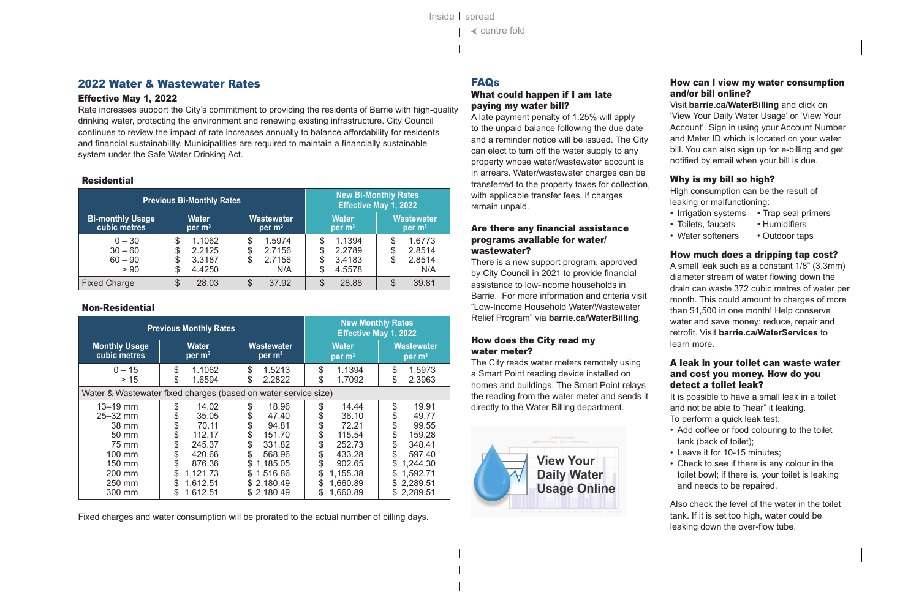## 2022 Water & Wastewater Rates

### Effective May 1, 2022

Rate increases support the City's commitment to providing the residents of Barrie with high-quality drinking water, protecting the environment and renewing existing infrastructure. City Council continues to review the impact of rate increases annually to balance affordability for residents and financial sustainability. Municipalities are required to maintain a financially sustainable system under the Safe Water Drinking Act.

### Residential

| Previous Bi-Monthly Rates | | | New Bi-Monthly Rates Effective May 1, 2022 | |
|---|---|---|---|---|
| Bi-monthly Usage cubic metres | Water per $m^3$ | Wastewater per $m^3$ | Water per $m^3$ | Wastewater per $m^3$ |
| 0 – 30 | $ 1.1062 | $ 1.5974 | $ 1.1394 | $ 1.6773 |
| 30 – 60 | $ 2.2125 | $ 2.7156 | $ 2.2789 | $ 2.8514 |
| 60 – 90 | $ 3.3187 | $ 2.7156 | $ 3.4183 | $ 2.8514 |
| > 90 | $ 4.4250 | N/A | $ 4.5578 | N/A |
| Fixed Charge | $ 28.03 | $ 37.92 | $ 28.88 | $ 39.81 |

### Non-Residential

| Previous Monthly Rates | | | New Monthly Rates Effective May 1, 2022 | |
|---|---|---|---|---|
| Monthly Usage cubic metres | Water per $m^3$ | Wastewater per $m^3$ | Water per $m^3$ | Wastewater per $m^3$ |
| 0 – 15 | $ 1.1062 | $ 1.5213 | $ 1.1394 | $ 1.5973 |
| > 15 | $ 1.6594 | $ 2.2822 | $ 1.7092 | $ 2.3963 |
| Water & Wastewater fixed charges (based on water service size) | | | | |
| 13–19 mm | $ 14.02 | $ 18.96 | $ 14.44 | $ 19.91 |
| 25–32 mm | $ 35.05 | $ 47.40 | $ 36.10 | $ 49.77 |
| 38 mm | $ 70.11 | $ 94.81 | $ 72.21 | $ 99.55 |
| 50 mm | $ 112.17 | $ 151.70 | $ 115.54 | $ 159.28 |
| 75 mm | $ 245.37 | $ 331.82 | $ 252.73 | $ 348.41 |
| 100 mm | $ 420.66 | $ 568.96 | $ 433.28 | $ 597.40 |
| 150 mm | $ 876.36 | $ 1,185.05 | $ 902.65 | $ 1,244.30 |
| 200 mm | $ 1,121.73 | $ 1,516.86 | $ 1,155.38 | $ 1,592.71 |
| 250 mm | $ 1,612.51 | $ 2,180.49 | $ 1,660.89 | $ 2,289.51 |
| 300 mm | $ 1,612.51 | $ 2,180.49 | $ 1,660.89 | $ 2,289.51 |

Fixed charges and water consumption will be prorated to the actual number of billing days.

## FAQs

### What could happen if I am late paying my water bill?

A late payment penalty of 1.25% will apply to the unpaid balance following the due date and a reminder notice will be issued. The City can elect to turn off the water supply to any property whose water/wastewater account is in arrears. Water/wastewater charges can be transferred to the property taxes for collection, with applicable transfer fees, if charges remain unpaid.

### Are there any financial assistance programs available for water/wastewater?

There is a new support program, approved by City Council in 2021 to provide financial assistance to low-income households in Barrie. For more information and criteria visit "Low-Income Household Water/Wastewater Relief Program" via **barrie.ca/WaterBilling**.

### How does the City read my water meter?

The City reads water meters remotely using a Smart Point reading device installed on homes and buildings. The Smart Point relays the reading from the water meter and sends it directly to the Water Billing department.

View Your Daily Water Usage Online

### How can I view my water consumption and/or bill online?

Visit **barrie.ca/WaterBilling** and click on 'View Your Daily Water Usage' or 'View Your Account'. Sign in using your Account Number and Meter ID which is located on your water bill. You can also sign up for e-billing and get notified by email when your bill is due.

### Why is my bill so high?

High consumption can be the result of leaking or malfunctioning:

- Irrigation systems
- Toilets, faucets
- Water softeners
- Trap seal primers
- Humidifiers
- Outdoor taps

### How much does a dripping tap cost?

A small leak such as a constant 1/8" (3.3mm) diameter stream of water flowing down the drain can waste 372 cubic metres of water per month. This could amount to charges of more than $1,500 in one month! Help conserve water and save money: reduce, repair and retrofit. Visit **barrie.ca/WaterServices** to learn more.

### A leak in your toilet can waste water and cost you money. How do you detect a toilet leak?

It is possible to have a small leak in a toilet and not be able to "hear" it leaking.
To perform a quick leak test:

- Add coffee or food colouring to the toilet tank (back of toilet);
- Leave it for 10-15 minutes;
- Check to see if there is any colour in the toilet bowl; if there is, your toilet is leaking and needs to be repaired.

Also check the level of the water in the toilet tank. If it is set too high, water could be leaking down the over-flow tube.